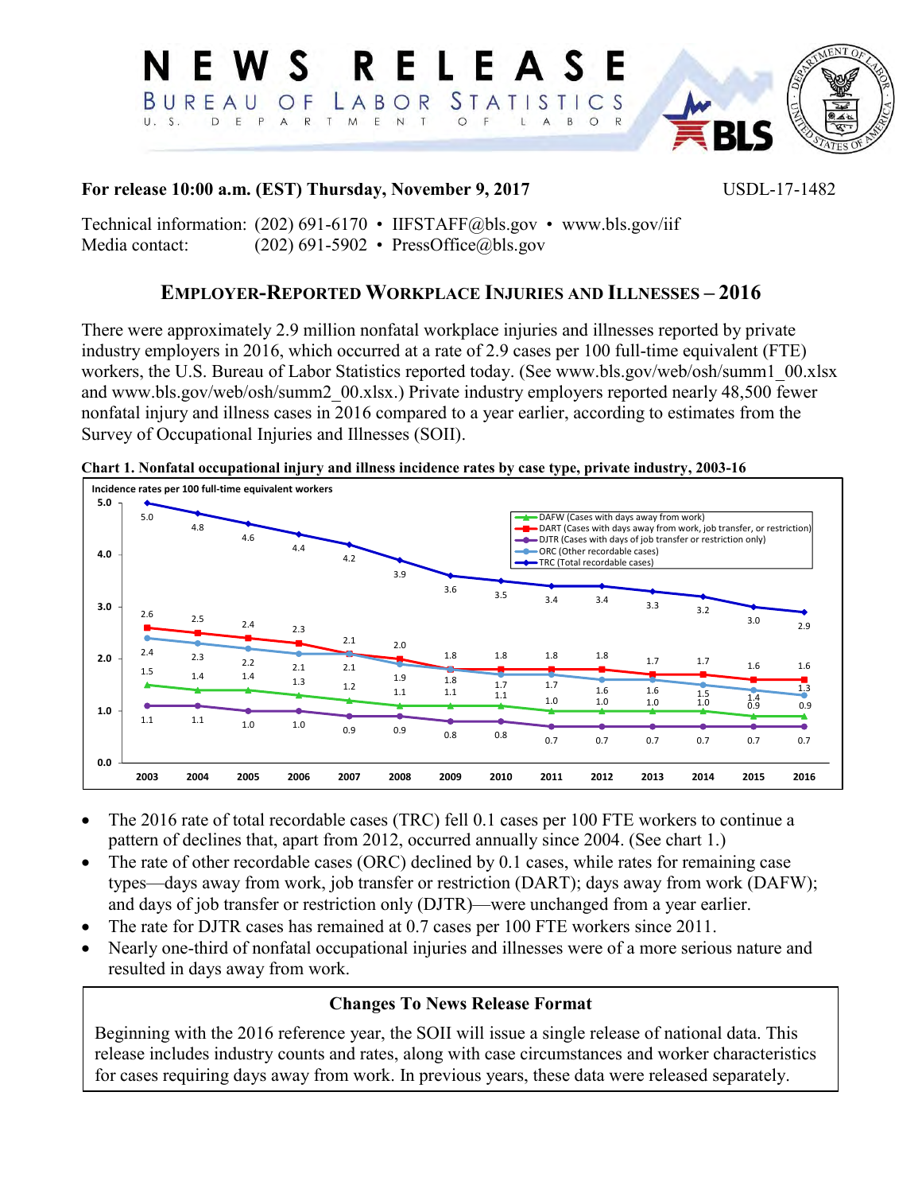# NEWS RELEASE

BUREAU OF LABOR STATISTICS

U. S. DEPARTMENT OF LABOR

**For release 10:00 a.m. (EST) Thursday, November 9, 2017** USDL-17-1482

Technical information: (202) 691-6170 • IIFSTAFF@bls.gov • www.bls.gov/iif
Media contact: (202) 691-5902 • PressOffice@bls.gov

## EMPLOYER-REPORTED WORKPLACE INJURIES AND ILLNESSES – 2016

There were approximately 2.9 million nonfatal workplace injuries and illnesses reported by private industry employers in 2016, which occurred at a rate of 2.9 cases per 100 full-time equivalent (FTE) workers, the U.S. Bureau of Labor Statistics reported today. (See www.bls.gov/web/osh/summ1_00.xlsx and www.bls.gov/web/osh/summ2_00.xlsx.) Private industry employers reported nearly 48,500 fewer nonfatal injury and illness cases in 2016 compared to a year earlier, according to estimates from the Survey of Occupational Injuries and Illnesses (SOII).

**Chart 1. Nonfatal occupational injury and illness incidence rates by case type, private industry, 2003-16**

Incidence rates per 100 full-time equivalent workers

| Case type | 2003 | 2004 | 2005 | 2006 | 2007 | 2008 | 2009 | 2010 | 2011 | 2012 | 2013 | 2014 | 2015 | 2016 |
|---|---|---|---|---|---|---|---|---|---|---|---|---|---|---|
| TRC (Total recordable cases) | 5.0 | 4.8 | 4.6 | 4.4 | 4.2 | 3.9 | 3.6 | 3.5 | 3.4 | 3.4 | 3.3 | 3.2 | 3.0 | 2.9 |
| DART (Cases with days away from work, job transfer, or restriction) | 2.6 | 2.5 | 2.4 | 2.3 | 2.1 | 2.0 | 1.8 | 1.8 | 1.8 | 1.8 | 1.7 | 1.7 | 1.6 | 1.6 |
| ORC (Other recordable cases) | 2.4 | 2.3 | 2.2 | 2.1 | 2.1 | 1.9 | 1.8 | 1.7 | 1.7 | 1.6 | 1.6 | 1.5 | 1.4 | 1.3 |
| DAFW (Cases with days away from work) | 1.5 | 1.4 | 1.4 | 1.3 | 1.2 | 1.1 | 1.1 | 1.1 | 1.0 | 1.0 | 1.0 | 1.0 | 0.9 | 0.9 |
| DJTR (Cases with days of job transfer or restriction only) | 1.1 | 1.1 | 1.0 | 1.0 | 0.9 | 0.9 | 0.8 | 0.8 | 0.7 | 0.7 | 0.7 | 0.7 | 0.7 | 0.7 |

- The 2016 rate of total recordable cases (TRC) fell 0.1 cases per 100 FTE workers to continue a pattern of declines that, apart from 2012, occurred annually since 2004. (See chart 1.)
- The rate of other recordable cases (ORC) declined by 0.1 cases, while rates for remaining case types—days away from work, job transfer or restriction (DART); days away from work (DAFW); and days of job transfer or restriction only (DJTR)—were unchanged from a year earlier.
- The rate for DJTR cases has remained at 0.7 cases per 100 FTE workers since 2011.
- Nearly one-third of nonfatal occupational injuries and illnesses were of a more serious nature and resulted in days away from work.

### Changes To News Release Format

Beginning with the 2016 reference year, the SOII will issue a single release of national data. This release includes industry counts and rates, along with case circumstances and worker characteristics for cases requiring days away from work. In previous years, these data were released separately.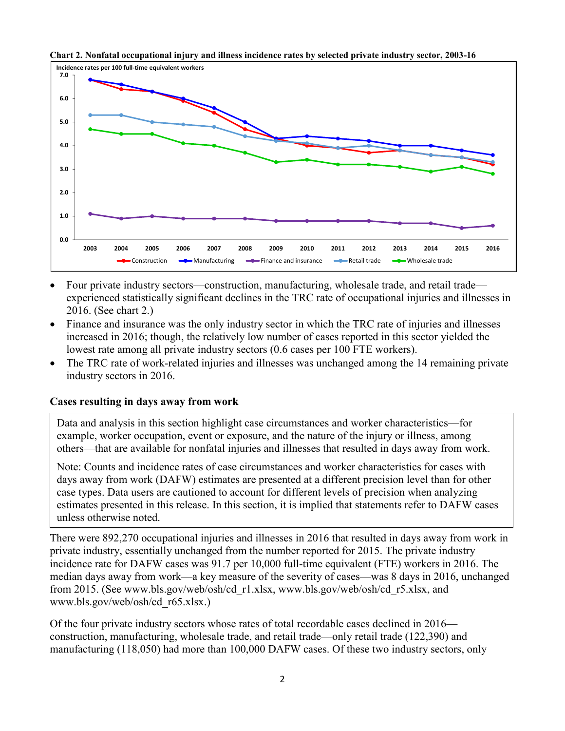**Chart 2. Nonfatal occupational injury and illness incidence rates by selected private industry sector, 2003-16**

- Four private industry sectors—construction, manufacturing, wholesale trade, and retail trade—experienced statistically significant declines in the TRC rate of occupational injuries and illnesses in 2016. (See chart 2.)
- Finance and insurance was the only industry sector in which the TRC rate of injuries and illnesses increased in 2016; though, the relatively low number of cases reported in this sector yielded the lowest rate among all private industry sectors (0.6 cases per 100 FTE workers).
- The TRC rate of work-related injuries and illnesses was unchanged among the 14 remaining private industry sectors in 2016.

### Cases resulting in days away from work

> Data and analysis in this section highlight case circumstances and worker characteristics—for example, worker occupation, event or exposure, and the nature of the injury or illness, among others—that are available for nonfatal injuries and illnesses that resulted in days away from work.
>
> Note: Counts and incidence rates of case circumstances and worker characteristics for cases with days away from work (DAFW) estimates are presented at a different precision level than for other case types. Data users are cautioned to account for different levels of precision when analyzing estimates presented in this release. In this section, it is implied that statements refer to DAFW cases unless otherwise noted.

There were 892,270 occupational injuries and illnesses in 2016 that resulted in days away from work in private industry, essentially unchanged from the number reported for 2015. The private industry incidence rate for DAFW cases was 91.7 per 10,000 full-time equivalent (FTE) workers in 2016. The median days away from work—a key measure of the severity of cases—was 8 days in 2016, unchanged from 2015. (See www.bls.gov/web/osh/cd_r1.xlsx, www.bls.gov/web/osh/cd_r5.xlsx, and www.bls.gov/web/osh/cd_r65.xlsx.)

Of the four private industry sectors whose rates of total recordable cases declined in 2016—construction, manufacturing, wholesale trade, and retail trade—only retail trade (122,390) and manufacturing (118,050) had more than 100,000 DAFW cases. Of these two industry sectors, only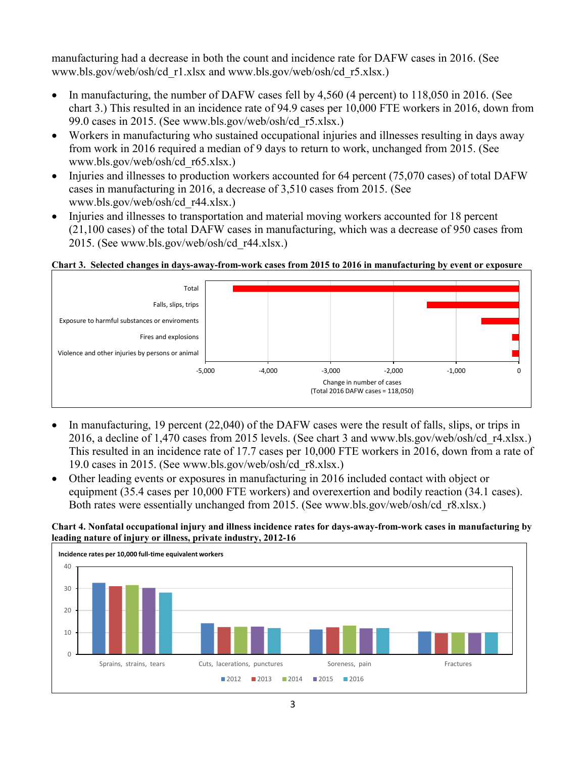manufacturing had a decrease in both the count and incidence rate for DAFW cases in 2016. (See www.bls.gov/web/osh/cd_r1.xlsx and www.bls.gov/web/osh/cd_r5.xlsx.)

- In manufacturing, the number of DAFW cases fell by 4,560 (4 percent) to 118,050 in 2016. (See chart 3.) This resulted in an incidence rate of 94.9 cases per 10,000 FTE workers in 2016, down from 99.0 cases in 2015. (See www.bls.gov/web/osh/cd_r5.xlsx.)
- Workers in manufacturing who sustained occupational injuries and illnesses resulting in days away from work in 2016 required a median of 9 days to return to work, unchanged from 2015. (See www.bls.gov/web/osh/cd_r65.xlsx.)
- Injuries and illnesses to production workers accounted for 64 percent (75,070 cases) of total DAFW cases in manufacturing in 2016, a decrease of 3,510 cases from 2015. (See www.bls.gov/web/osh/cd_r44.xlsx.)
- Injuries and illnesses to transportation and material moving workers accounted for 18 percent (21,100 cases) of the total DAFW cases in manufacturing, which was a decrease of 950 cases from 2015. (See www.bls.gov/web/osh/cd_r44.xlsx.)

**Chart 3. Selected changes in days-away-from-work cases from 2015 to 2016 in manufacturing by event or exposure**

Total

Falls, slips, trips

Exposure to harmful substances or enviroments

Fires and explosions

Violence and other injuries by persons or animal

-5,000 -4,000 -3,000 -2,000 -1,000 0

Change in number of cases
(Total 2016 DAFW cases = 118,050)

- In manufacturing, 19 percent (22,040) of the DAFW cases were the result of falls, slips, or trips in 2016, a decline of 1,470 cases from 2015 levels. (See chart 3 and www.bls.gov/web/osh/cd_r4.xlsx.) This resulted in an incidence rate of 17.7 cases per 10,000 FTE workers in 2016, down from a rate of 19.0 cases in 2015. (See www.bls.gov/web/osh/cd_r8.xlsx.)
- Other leading events or exposures in manufacturing in 2016 included contact with object or equipment (35.4 cases per 10,000 FTE workers) and overexertion and bodily reaction (34.1 cases). Both rates were essentially unchanged from 2015. (See www.bls.gov/web/osh/cd_r8.xlsx.)

**Chart 4. Nonfatal occupational injury and illness incidence rates for days-away-from-work cases in manufacturing by leading nature of injury or illness, private industry, 2012-16**

Incidence rates per 10,000 full-time equivalent workers

Sprains, strains, tears — Cuts, lacerations, punctures — Soreness, pain — Fractures

2012 2013 2014 2015 2016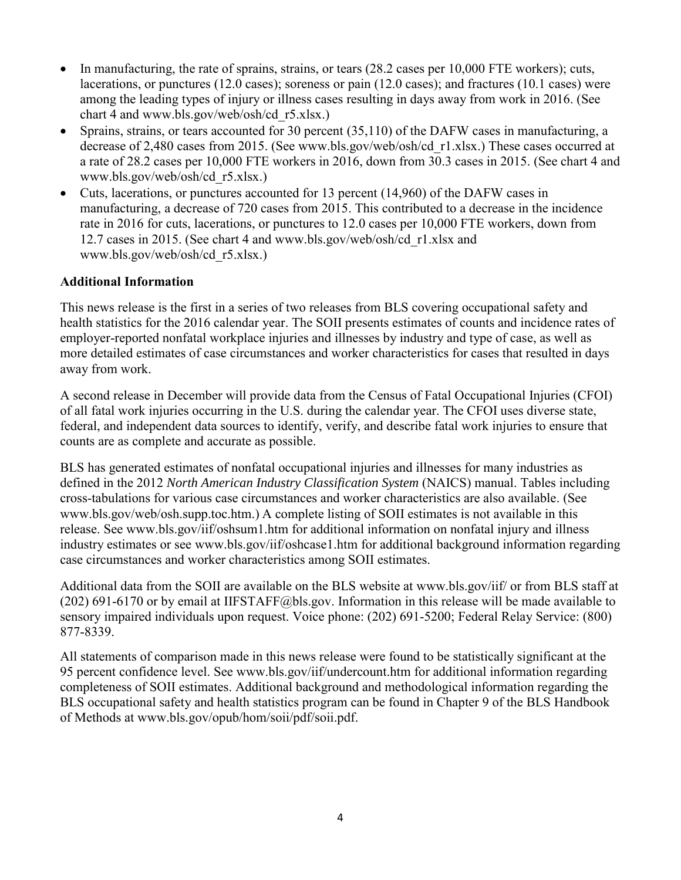- In manufacturing, the rate of sprains, strains, or tears (28.2 cases per 10,000 FTE workers); cuts, lacerations, or punctures (12.0 cases); soreness or pain (12.0 cases); and fractures (10.1 cases) were among the leading types of injury or illness cases resulting in days away from work in 2016. (See chart 4 and www.bls.gov/web/osh/cd_r5.xlsx.)
- Sprains, strains, or tears accounted for 30 percent (35,110) of the DAFW cases in manufacturing, a decrease of 2,480 cases from 2015. (See www.bls.gov/web/osh/cd_r1.xlsx.) These cases occurred at a rate of 28.2 cases per 10,000 FTE workers in 2016, down from 30.3 cases in 2015. (See chart 4 and www.bls.gov/web/osh/cd_r5.xlsx.)
- Cuts, lacerations, or punctures accounted for 13 percent (14,960) of the DAFW cases in manufacturing, a decrease of 720 cases from 2015. This contributed to a decrease in the incidence rate in 2016 for cuts, lacerations, or punctures to 12.0 cases per 10,000 FTE workers, down from 12.7 cases in 2015. (See chart 4 and www.bls.gov/web/osh/cd_r1.xlsx and www.bls.gov/web/osh/cd_r5.xlsx.)

**Additional Information**

This news release is the first in a series of two releases from BLS covering occupational safety and health statistics for the 2016 calendar year. The SOII presents estimates of counts and incidence rates of employer-reported nonfatal workplace injuries and illnesses by industry and type of case, as well as more detailed estimates of case circumstances and worker characteristics for cases that resulted in days away from work.

A second release in December will provide data from the Census of Fatal Occupational Injuries (CFOI) of all fatal work injuries occurring in the U.S. during the calendar year. The CFOI uses diverse state, federal, and independent data sources to identify, verify, and describe fatal work injuries to ensure that counts are as complete and accurate as possible.

BLS has generated estimates of nonfatal occupational injuries and illnesses for many industries as defined in the 2012 *North American Industry Classification System* (NAICS) manual. Tables including cross-tabulations for various case circumstances and worker characteristics are also available. (See www.bls.gov/web/osh.supp.toc.htm.) A complete listing of SOII estimates is not available in this release. See www.bls.gov/iif/oshsum1.htm for additional information on nonfatal injury and illness industry estimates or see www.bls.gov/iif/oshcase1.htm for additional background information regarding case circumstances and worker characteristics among SOII estimates.

Additional data from the SOII are available on the BLS website at www.bls.gov/iif/ or from BLS staff at (202) 691-6170 or by email at IIFSTAFF@bls.gov. Information in this release will be made available to sensory impaired individuals upon request. Voice phone: (202) 691-5200; Federal Relay Service: (800) 877-8339.

All statements of comparison made in this news release were found to be statistically significant at the 95 percent confidence level. See www.bls.gov/iif/undercount.htm for additional information regarding completeness of SOII estimates. Additional background and methodological information regarding the BLS occupational safety and health statistics program can be found in Chapter 9 of the BLS Handbook of Methods at www.bls.gov/opub/hom/soii/pdf/soii.pdf.